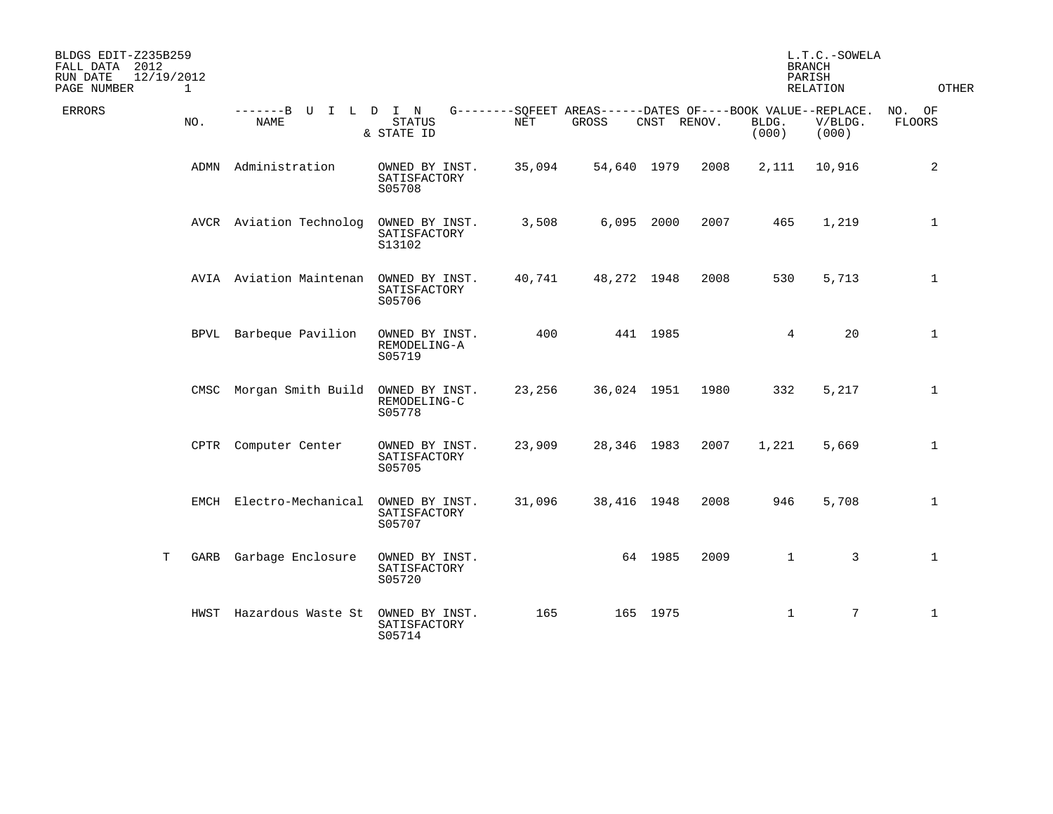BLDGS EDIT-Z235B259
FALL DATA 2012
RUN DATE 12/19/2012
PAGE NUMBER 1

L.T.C.-SOWELA
BRANCH
PARISH
RELATION
OTHER

| ERRORS | NO. | BUILDING NAME | STATUS & STATE ID | SQFEET AREAS NET | SQFEET AREAS GROSS | DATES OF CNST | DATES OF RENOV. | BOOK VALUE BLDG. (000) | REPLACE. V/BLDG. (000) | NO. OF FLOORS |
|---|---|---|---|---|---|---|---|---|---|---|
| | ADMN | Administration | OWNED BY INST. SATISFACTORY S05708 | 35,094 | 54,640 | 1979 | 2008 | 2,111 | 10,916 | 2 |
| | AVCR | Aviation Technolog | OWNED BY INST. SATISFACTORY S13102 | 3,508 | 6,095 | 2000 | 2007 | 465 | 1,219 | 1 |
| | AVIA | Aviation Maintenan | OWNED BY INST. SATISFACTORY S05706 | 40,741 | 48,272 | 1948 | 2008 | 530 | 5,713 | 1 |
| | BPVL | Barbeque Pavilion | OWNED BY INST. REMODELING-A S05719 | 400 | 441 | 1985 | | 4 | 20 | 1 |
| | CMSC | Morgan Smith Build | OWNED BY INST. REMODELING-C S05778 | 23,256 | 36,024 | 1951 | 1980 | 332 | 5,217 | 1 |
| | CPTR | Computer Center | OWNED BY INST. SATISFACTORY S05705 | 23,909 | 28,346 | 1983 | 2007 | 1,221 | 5,669 | 1 |
| | EMCH | Electro-Mechanical | OWNED BY INST. SATISFACTORY S05707 | 31,096 | 38,416 | 1948 | 2008 | 946 | 5,708 | 1 |
| T | GARB | Garbage Enclosure | OWNED BY INST. SATISFACTORY S05720 | | 64 | 1985 | 2009 | 1 | 3 | 1 |
| | HWST | Hazardous Waste St | OWNED BY INST. SATISFACTORY S05714 | 165 | 165 | 1975 | | 1 | 7 | 1 |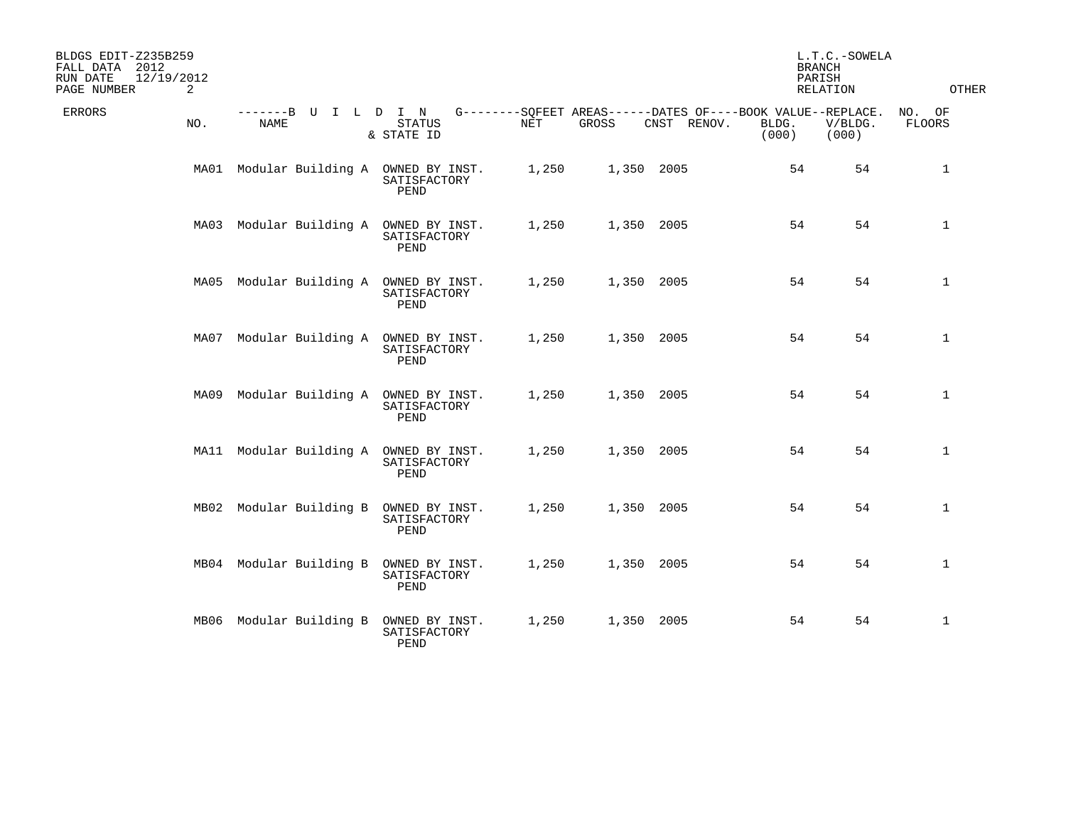BLDGS EDIT-Z235B259
FALL DATA 2012
RUN DATE 12/19/2012

L.T.C.-SOWELA
BRANCH
PARISH
RELATION

OTHER

| ERRORS | NO. | BUILDING NAME | STATUS & STATE ID | SQFEET AREAS NET | SQFEET AREAS GROSS | DATES OF CNST | DATES OF RENOV. | BOOK VALUE BLDG. (000) | REPLACE. V/BLDG. (000) | NO. OF FLOORS |
|---|---|---|---|---|---|---|---|---|---|---|
| | MA01 | Modular Building A | OWNED BY INST. SATISFACTORY PEND | 1,250 | 1,350 | 2005 | | 54 | 54 | 1 |
| | MA03 | Modular Building A | OWNED BY INST. SATISFACTORY PEND | 1,250 | 1,350 | 2005 | | 54 | 54 | 1 |
| | MA05 | Modular Building A | OWNED BY INST. SATISFACTORY PEND | 1,250 | 1,350 | 2005 | | 54 | 54 | 1 |
| | MA07 | Modular Building A | OWNED BY INST. SATISFACTORY PEND | 1,250 | 1,350 | 2005 | | 54 | 54 | 1 |
| | MA09 | Modular Building A | OWNED BY INST. SATISFACTORY PEND | 1,250 | 1,350 | 2005 | | 54 | 54 | 1 |
| | MA11 | Modular Building A | OWNED BY INST. SATISFACTORY PEND | 1,250 | 1,350 | 2005 | | 54 | 54 | 1 |
| | MB02 | Modular Building B | OWNED BY INST. SATISFACTORY PEND | 1,250 | 1,350 | 2005 | | 54 | 54 | 1 |
| | MB04 | Modular Building B | OWNED BY INST. SATISFACTORY PEND | 1,250 | 1,350 | 2005 | | 54 | 54 | 1 |
| | MB06 | Modular Building B | OWNED BY INST. SATISFACTORY PEND | 1,250 | 1,350 | 2005 | | 54 | 54 | 1 |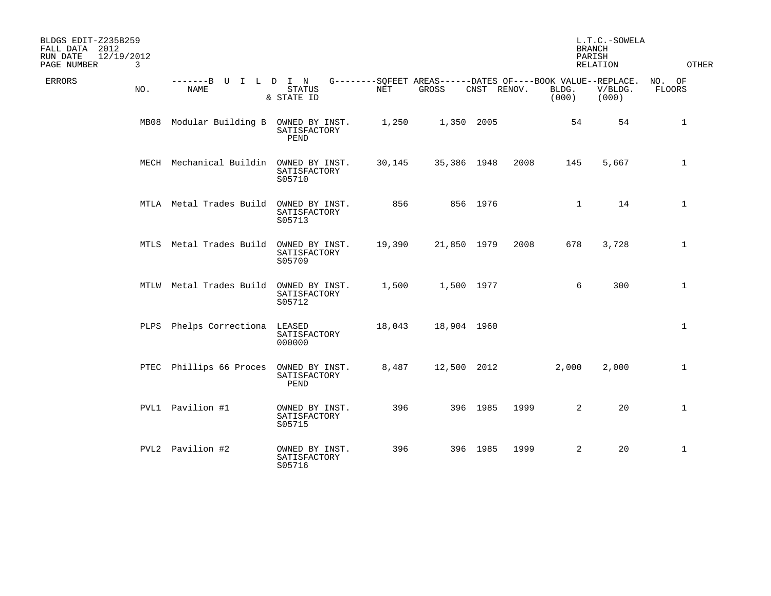BLDGS EDIT-Z235B259
FALL DATA 2012
RUN DATE 12/19/2012
PAGE NUMBER 3

L.T.C.-SOWELA
BRANCH
PARISH
RELATION

| ERRORS | NO. | NAME | STATUS & STATE ID | NET | GROSS | CNST | RENOV. | BOOK VALUE BLDG. (000) | REPLACE. V/BLDG. (000) | NO. OF FLOORS |
|---|---|---|---|---|---|---|---|---|---|---|
| | MB08 | Modular Building B | OWNED BY INST. SATISFACTORY PEND | 1,250 | 1,350 | 2005 | | 54 | 54 | 1 |
| | MECH | Mechanical Buildin | OWNED BY INST. SATISFACTORY S05710 | 30,145 | 35,386 | 1948 | 2008 | 145 | 5,667 | 1 |
| | MTLA | Metal Trades Build | OWNED BY INST. SATISFACTORY S05713 | 856 | 856 | 1976 | | 1 | 14 | 1 |
| | MTLS | Metal Trades Build | OWNED BY INST. SATISFACTORY S05709 | 19,390 | 21,850 | 1979 | 2008 | 678 | 3,728 | 1 |
| | MTLW | Metal Trades Build | OWNED BY INST. SATISFACTORY S05712 | 1,500 | 1,500 | 1977 | | 6 | 300 | 1 |
| | PLPS | Phelps Correctiona | LEASED SATISFACTORY 000000 | 18,043 | 18,904 | 1960 | | | | 1 |
| | PTEC | Phillips 66 Proces | OWNED BY INST. SATISFACTORY PEND | 8,487 | 12,500 | 2012 | | 2,000 | 2,000 | 1 |
| | PVL1 | Pavilion #1 | OWNED BY INST. SATISFACTORY S05715 | 396 | 396 | 1985 | 1999 | 2 | 20 | 1 |
| | PVL2 | Pavilion #2 | OWNED BY INST. SATISFACTORY S05716 | 396 | 396 | 1985 | 1999 | 2 | 20 | 1 |

OTHER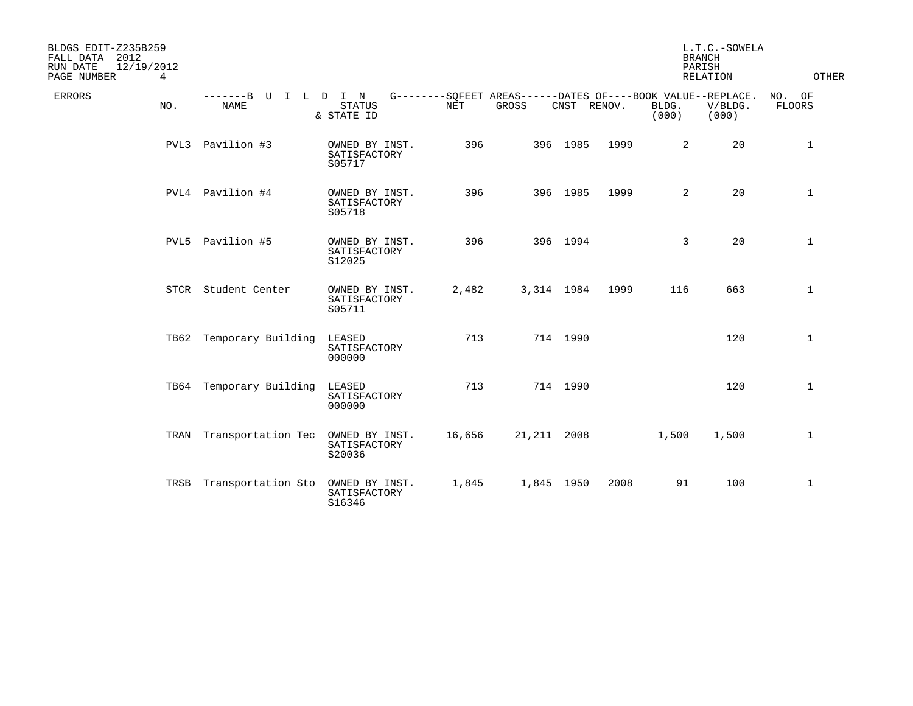BLDGS EDIT-Z235B259
FALL DATA 2012
RUN DATE 12/19/2012

L.T.C.-SOWELA
BRANCH
PARISH
RELATION

| ERRORS | NO. | NAME | STATUS & STATE ID | NET | GROSS | CNST | RENOV. | BLDG. (000) | V/BLDG. (000) | NO. OF FLOORS |
|---|---|---|---|---|---|---|---|---|---|---|
| | PVL3 | Pavilion #3 | OWNED BY INST. SATISFACTORY S05717 | 396 | 396 | 1985 | 1999 | 2 | 20 | 1 |
| | PVL4 | Pavilion #4 | OWNED BY INST. SATISFACTORY S05718 | 396 | 396 | 1985 | 1999 | 2 | 20 | 1 |
| | PVL5 | Pavilion #5 | OWNED BY INST. SATISFACTORY S12025 | 396 | 396 | 1994 | | 3 | 20 | 1 |
| | STCR | Student Center | OWNED BY INST. SATISFACTORY S05711 | 2,482 | 3,314 | 1984 | 1999 | 116 | 663 | 1 |
| | TB62 | Temporary Building | LEASED SATISFACTORY 000000 | 713 | 714 | 1990 | | | 120 | 1 |
| | TB64 | Temporary Building | LEASED SATISFACTORY 000000 | 713 | 714 | 1990 | | | 120 | 1 |
| | TRAN | Transportation Tec | OWNED BY INST. SATISFACTORY S20036 | 16,656 | 21,211 | 2008 | | 1,500 | 1,500 | 1 |
| | TRSB | Transportation Sto | OWNED BY INST. SATISFACTORY S16346 | 1,845 | 1,845 | 1950 | 2008 | 91 | 100 | 1 |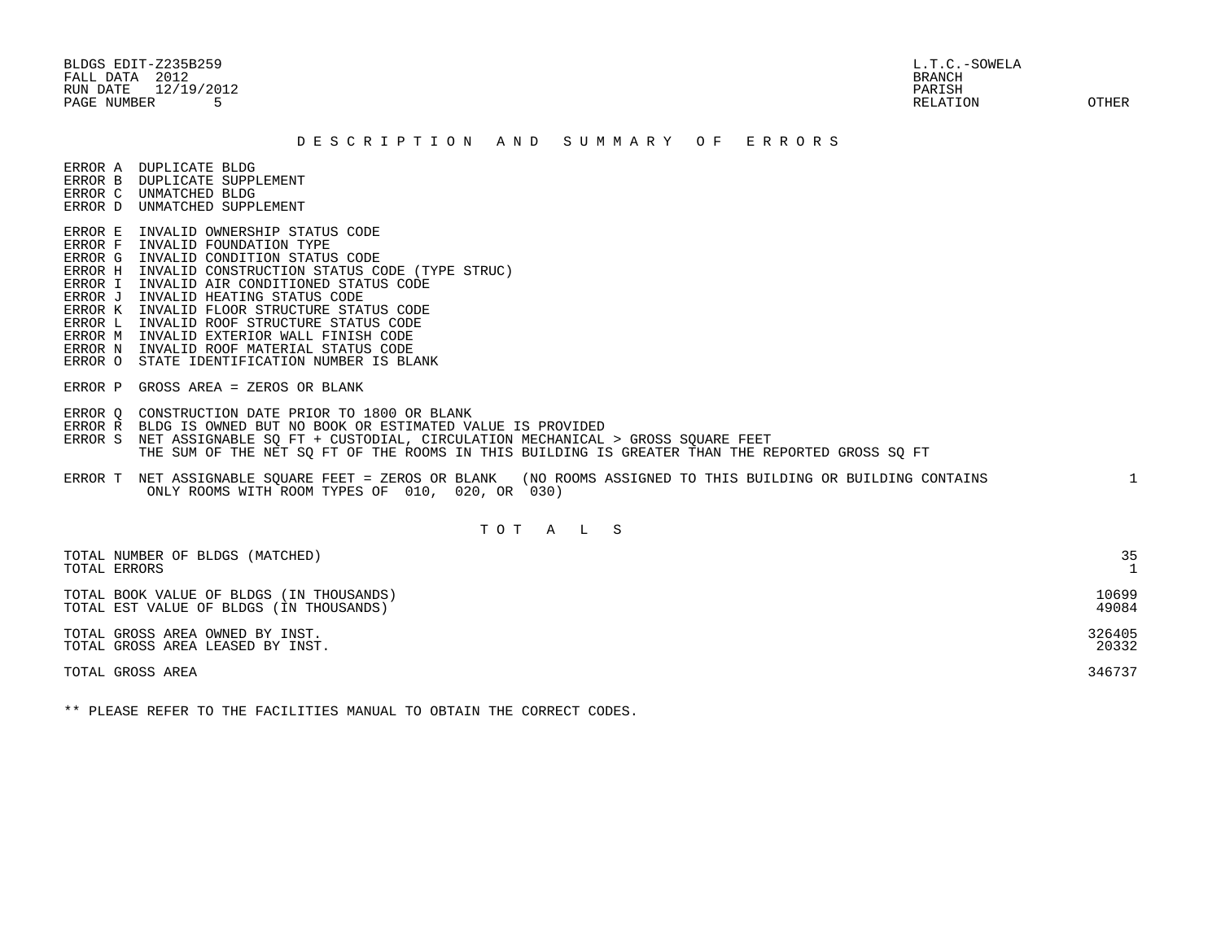BLDGS EDIT-Z235B259
FALL DATA 2012
RUN DATE 12/19/2012
PAGE NUMBER 5

L.T.C.-SOWELA
BRANCH
PARISH
RELATION OTHER

## D E S C R I P T I O N A N D S U M M A R Y O F E R R O R S

ERROR A DUPLICATE BLDG
ERROR B DUPLICATE SUPPLEMENT
ERROR C UNMATCHED BLDG
ERROR D UNMATCHED SUPPLEMENT

ERROR E INVALID OWNERSHIP STATUS CODE
ERROR F INVALID FOUNDATION TYPE
ERROR G INVALID CONDITION STATUS CODE
ERROR H INVALID CONSTRUCTION STATUS CODE (TYPE STRUC)
ERROR I INVALID AIR CONDITIONED STATUS CODE
ERROR J INVALID HEATING STATUS CODE
ERROR K INVALID FLOOR STRUCTURE STATUS CODE
ERROR L INVALID ROOF STRUCTURE STATUS CODE
ERROR M INVALID EXTERIOR WALL FINISH CODE
ERROR N INVALID ROOF MATERIAL STATUS CODE
ERROR O STATE IDENTIFICATION NUMBER IS BLANK

ERROR P GROSS AREA = ZEROS OR BLANK

ERROR Q CONSTRUCTION DATE PRIOR TO 1800 OR BLANK
ERROR R BLDG IS OWNED BUT NO BOOK OR ESTIMATED VALUE IS PROVIDED
ERROR S NET ASSIGNABLE SQ FT + CUSTODIAL, CIRCULATION MECHANICAL > GROSS SQUARE FEET
THE SUM OF THE NET SQ FT OF THE ROOMS IN THIS BUILDING IS GREATER THAN THE REPORTED GROSS SQ FT

ERROR T NET ASSIGNABLE SQUARE FEET = ZEROS OR BLANK (NO ROOMS ASSIGNED TO THIS BUILDING OR BUILDING CONTAINS ONLY ROOMS WITH ROOM TYPES OF 010, 020, OR 030) — 1

## T O T A L S

| | |
|---|---|
| TOTAL NUMBER OF BLDGS (MATCHED) | 35 |
| TOTAL ERRORS | 1 |
| TOTAL BOOK VALUE OF BLDGS (IN THOUSANDS) | 10699 |
| TOTAL EST VALUE OF BLDGS (IN THOUSANDS) | 49084 |
| TOTAL GROSS AREA OWNED BY INST. | 326405 |
| TOTAL GROSS AREA LEASED BY INST. | 20332 |
| TOTAL GROSS AREA | 346737 |

** PLEASE REFER TO THE FACILITIES MANUAL TO OBTAIN THE CORRECT CODES.